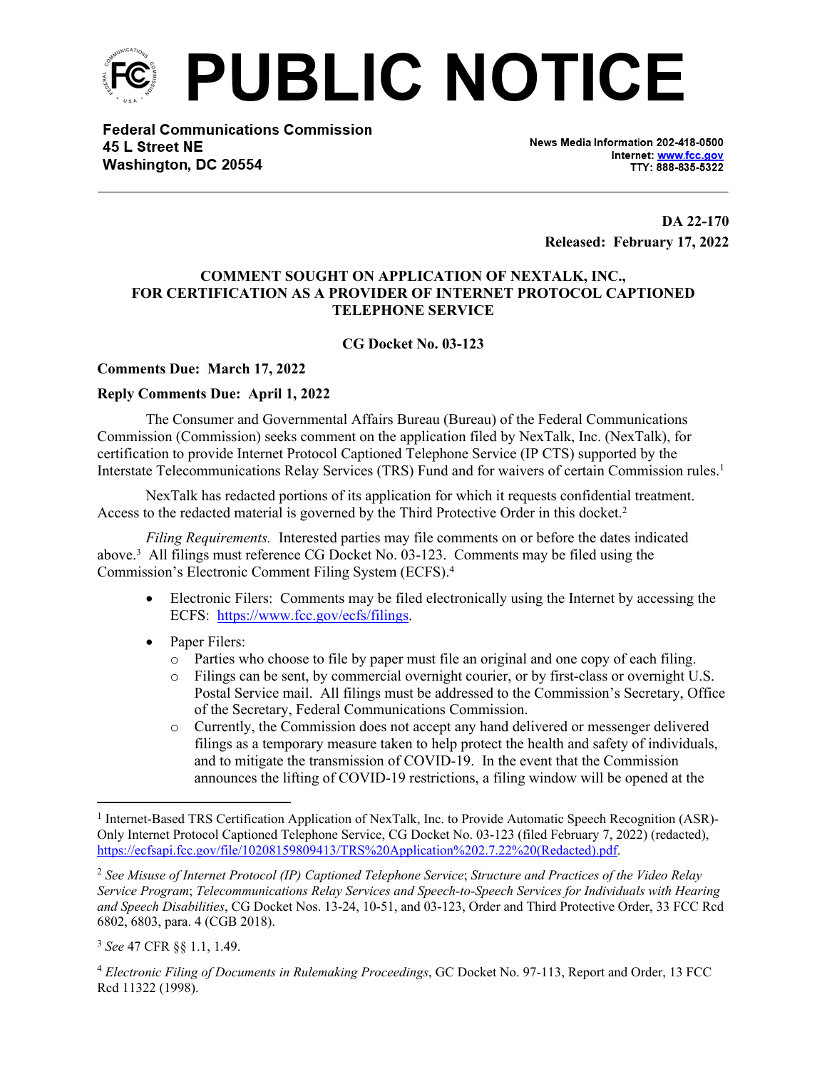# PUBLIC NOTICE

**Federal Communications Commission**
**45 L Street NE**
**Washington, DC 20554**

**News Media Information 202-418-0500**
**Internet: www.fcc.gov**
**TTY: 888-835-5322**

**DA 22-170**
**Released: February 17, 2022**

## COMMENT SOUGHT ON APPLICATION OF NEXTALK, INC., FOR CERTIFICATION AS A PROVIDER OF INTERNET PROTOCOL CAPTIONED TELEPHONE SERVICE

**CG Docket No. 03-123**

**Comments Due: March 17, 2022**

**Reply Comments Due: April 1, 2022**

The Consumer and Governmental Affairs Bureau (Bureau) of the Federal Communications Commission (Commission) seeks comment on the application filed by NexTalk, Inc. (NexTalk), for certification to provide Internet Protocol Captioned Telephone Service (IP CTS) supported by the Interstate Telecommunications Relay Services (TRS) Fund and for waivers of certain Commission rules.[1]

NexTalk has redacted portions of its application for which it requests confidential treatment. Access to the redacted material is governed by the Third Protective Order in this docket.[2]

*Filing Requirements.* Interested parties may file comments on or before the dates indicated above.[3] All filings must reference CG Docket No. 03-123. Comments may be filed using the Commission's Electronic Comment Filing System (ECFS).[4]

- Electronic Filers: Comments may be filed electronically using the Internet by accessing the ECFS: https://www.fcc.gov/ecfs/filings.
- Paper Filers:
  - Parties who choose to file by paper must file an original and one copy of each filing.
  - Filings can be sent, by commercial overnight courier, or by first-class or overnight U.S. Postal Service mail. All filings must be addressed to the Commission's Secretary, Office of the Secretary, Federal Communications Commission.
  - Currently, the Commission does not accept any hand delivered or messenger delivered filings as a temporary measure taken to help protect the health and safety of individuals, and to mitigate the transmission of COVID-19. In the event that the Commission announces the lifting of COVID-19 restrictions, a filing window will be opened at the

---

[1] Internet-Based TRS Certification Application of NexTalk, Inc. to Provide Automatic Speech Recognition (ASR)-Only Internet Protocol Captioned Telephone Service, CG Docket No. 03-123 (filed February 7, 2022) (redacted), https://ecfsapi.fcc.gov/file/10208159809413/TRS%20Application%202.7.22%20(Redacted).pdf.

[2] *See Misuse of Internet Protocol (IP) Captioned Telephone Service*; *Structure and Practices of the Video Relay Service Program*; *Telecommunications Relay Services and Speech-to-Speech Services for Individuals with Hearing and Speech Disabilities*, CG Docket Nos. 13-24, 10-51, and 03-123, Order and Third Protective Order, 33 FCC Rcd 6802, 6803, para. 4 (CGB 2018).

[3] *See* 47 CFR §§ 1.1, 1.49.

[4] *Electronic Filing of Documents in Rulemaking Proceedings*, GC Docket No. 97-113, Report and Order, 13 FCC Rcd 11322 (1998).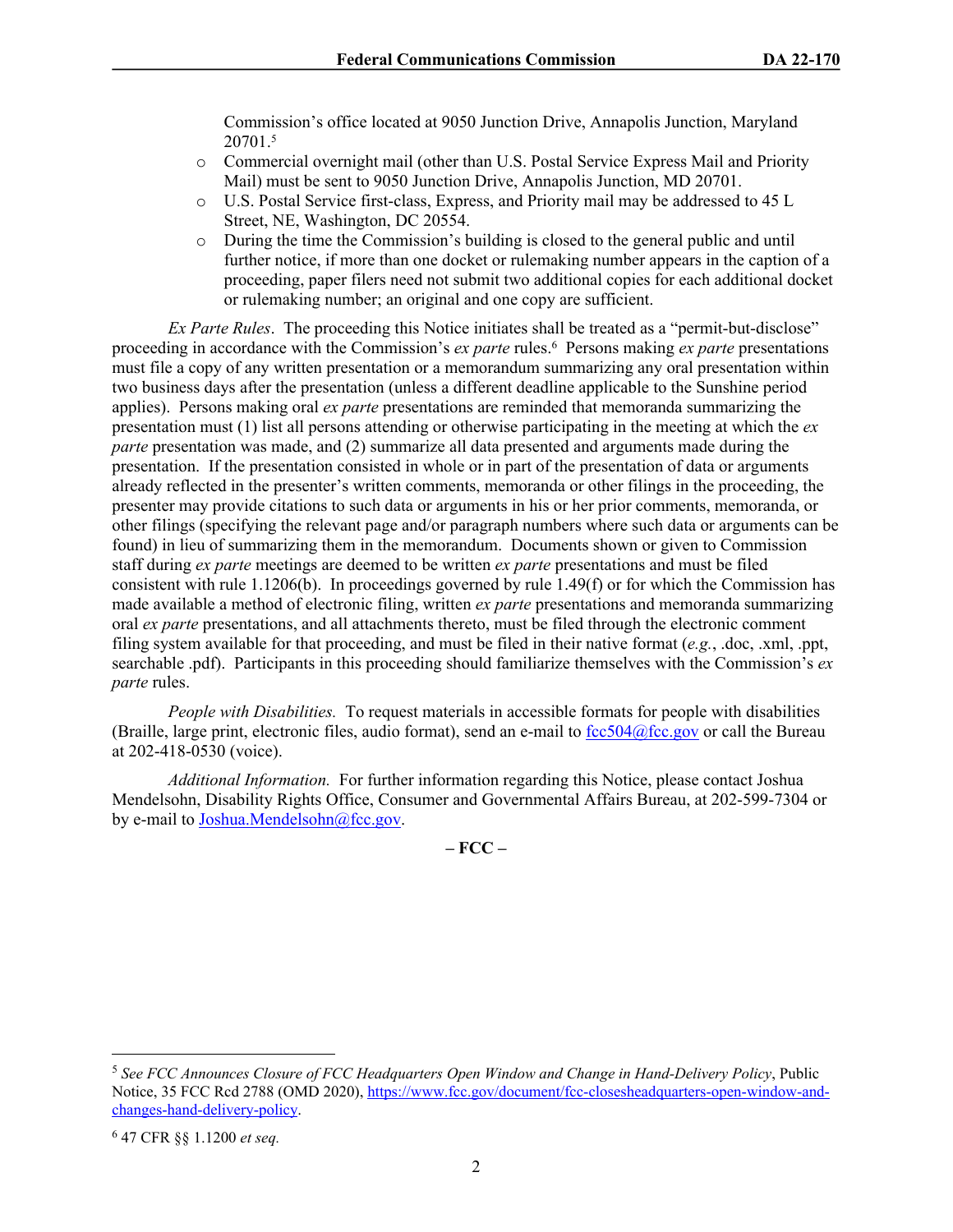Commission's office located at 9050 Junction Drive, Annapolis Junction, Maryland 20701.[5]

- Commercial overnight mail (other than U.S. Postal Service Express Mail and Priority Mail) must be sent to 9050 Junction Drive, Annapolis Junction, MD 20701.
- U.S. Postal Service first-class, Express, and Priority mail may be addressed to 45 L Street, NE, Washington, DC 20554.
- During the time the Commission's building is closed to the general public and until further notice, if more than one docket or rulemaking number appears in the caption of a proceeding, paper filers need not submit two additional copies for each additional docket or rulemaking number; an original and one copy are sufficient.

*Ex Parte Rules*. The proceeding this Notice initiates shall be treated as a "permit-but-disclose" proceeding in accordance with the Commission's *ex parte* rules.[6] Persons making *ex parte* presentations must file a copy of any written presentation or a memorandum summarizing any oral presentation within two business days after the presentation (unless a different deadline applicable to the Sunshine period applies). Persons making oral *ex parte* presentations are reminded that memoranda summarizing the presentation must (1) list all persons attending or otherwise participating in the meeting at which the *ex parte* presentation was made, and (2) summarize all data presented and arguments made during the presentation. If the presentation consisted in whole or in part of the presentation of data or arguments already reflected in the presenter's written comments, memoranda or other filings in the proceeding, the presenter may provide citations to such data or arguments in his or her prior comments, memoranda, or other filings (specifying the relevant page and/or paragraph numbers where such data or arguments can be found) in lieu of summarizing them in the memorandum. Documents shown or given to Commission staff during *ex parte* meetings are deemed to be written *ex parte* presentations and must be filed consistent with rule 1.1206(b). In proceedings governed by rule 1.49(f) or for which the Commission has made available a method of electronic filing, written *ex parte* presentations and memoranda summarizing oral *ex parte* presentations, and all attachments thereto, must be filed through the electronic comment filing system available for that proceeding, and must be filed in their native format (*e.g.*, .doc, .xml, .ppt, searchable .pdf). Participants in this proceeding should familiarize themselves with the Commission's *ex parte* rules.

*People with Disabilities.* To request materials in accessible formats for people with disabilities (Braille, large print, electronic files, audio format), send an e-mail to fcc504@fcc.gov or call the Bureau at 202-418-0530 (voice).

*Additional Information.* For further information regarding this Notice, please contact Joshua Mendelsohn, Disability Rights Office, Consumer and Governmental Affairs Bureau, at 202-599-7304 or by e-mail to Joshua.Mendelsohn@fcc.gov.

**– FCC –**

---

[5] *See FCC Announces Closure of FCC Headquarters Open Window and Change in Hand-Delivery Policy*, Public Notice, 35 FCC Rcd 2788 (OMD 2020), https://www.fcc.gov/document/fcc-closesheadquarters-open-window-and-changes-hand-delivery-policy.

[6] 47 CFR §§ 1.1200 *et seq.*